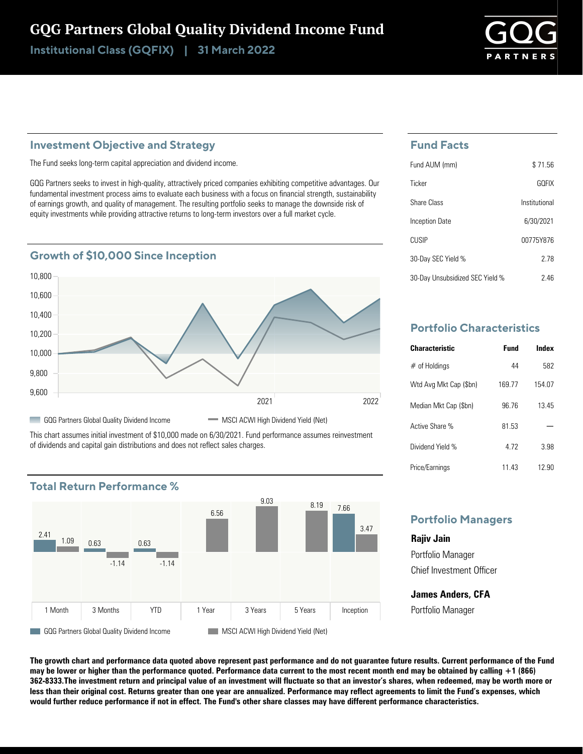# GQG Partners Global Quality Dividend Income Fund

**Institutional Class (GQFIX) | 31 March 2022**

## Investment Objective and Strategy

The Fund seeks long-term capital appreciation and dividend income.

GQG Partners seeks to invest in high-quality, attractively priced companies exhibiting competitive advantages. Our fundamental investment process aims to evaluate each business with a focus on financial strength, sustainability of earnings growth, and quality of management. The resulting portfolio seeks to manage the downside risk of equity investments while providing attractive returns to long-term investors over a full market cycle.

## Growth of $10,000 Since Inception

GQG Partners Global Quality Dividend Income | MSCI ACWI High Dividend Yield (Net)

This chart assumes initial investment of $10,000 made on 6/30/2021. Fund performance assumes reinvestment of dividends and capital gain distributions and does not reflect sales charges.

## Total Return Performance %

| | 1 Month | 3 Months | YTD | 1 Year | 3 Years | 5 Years | Inception |
|---|---|---|---|---|---|---|---|
| GQG Partners Global Quality Dividend Income | 2.41 | 0.63 | 0.63 | | | | 7.66 |
| MSCI ACWI High Dividend Yield (Net) | 1.09 | -1.14 | -1.14 | 6.56 | 9.03 | 8.19 | 3.47 |

## Fund Facts

| | |
|---|---|
| Fund AUM (mm) | $ 71.56 |
| Ticker | GQFIX |
| Share Class | Institutional |
| Inception Date | 6/30/2021 |
| CUSIP | 00775Y876 |
| 30-Day SEC Yield % | 2.78 |
| 30-Day Unsubsidized SEC Yield % | 2.46 |

## Portfolio Characteristics

| Characteristic | Fund | Index |
|---|---|---|
| # of Holdings | 44 | 582 |
| Wtd Avg Mkt Cap ($bn) | 169.77 | 154.07 |
| Median Mkt Cap ($bn) | 96.76 | 13.45 |
| Active Share % | 81.53 | — |
| Dividend Yield % | 4.72 | 3.98 |
| Price/Earnings | 11.43 | 12.90 |

## Portfolio Managers

**Rajiv Jain**
Portfolio Manager
Chief Investment Officer

**James Anders, CFA**
Portfolio Manager

**The growth chart and performance data quoted above represent past performance and do not guarantee future results. Current performance of the Fund may be lower or higher than the performance quoted. Performance data current to the most recent month end may be obtained by calling +1 (866) 362-8333.The investment return and principal value of an investment will fluctuate so that an investor's shares, when redeemed, may be worth more or less than their original cost. Returns greater than one year are annualized. Performance may reflect agreements to limit the Fund's expenses, which would further reduce performance if not in effect. The Fund's other share classes may have different performance characteristics.**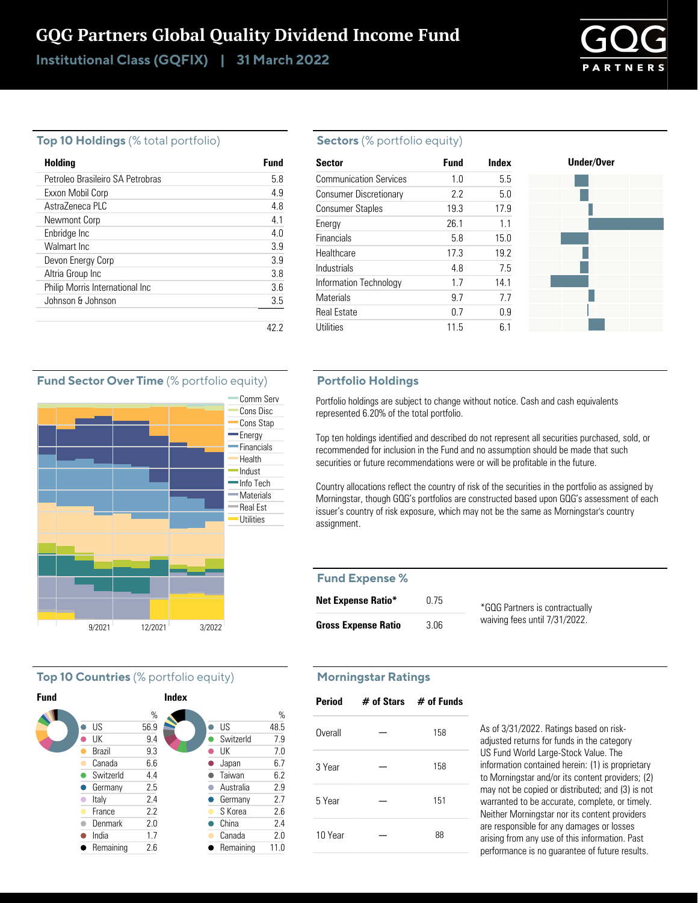# GQG Partners Global Quality Dividend Income Fund

**Institutional Class (GQFIX) | 31 March 2022**

## Top 10 Holdings (% total portfolio)

| Holding | Fund |
|---|---|
| Petroleo Brasileiro SA Petrobras | 5.8 |
| Exxon Mobil Corp | 4.9 |
| AstraZeneca PLC | 4.8 |
| Newmont Corp | 4.1 |
| Enbridge Inc | 4.0 |
| Walmart Inc | 3.9 |
| Devon Energy Corp | 3.9 |
| Altria Group Inc | 3.8 |
| Philip Morris International Inc | 3.6 |
| Johnson & Johnson | 3.5 |
| | 42.2 |

## Sectors (% portfolio equity)

| Sector | Fund | Index |
|---|---|---|
| Communication Services | 1.0 | 5.5 |
| Consumer Discretionary | 2.2 | 5.0 |
| Consumer Staples | 19.3 | 17.9 |
| Energy | 26.1 | 1.1 |
| Financials | 5.8 | 15.0 |
| Healthcare | 17.3 | 19.2 |
| Industrials | 4.8 | 7.5 |
| Information Technology | 1.7 | 14.1 |
| Materials | 9.7 | 7.7 |
| Real Estate | 0.7 | 0.9 |
| Utilities | 11.5 | 6.1 |

## Fund Sector Over Time (% portfolio equity)

Comm Serv, Cons Disc, Cons Stap, Energy, Financials, Health, Indust, Info Tech, Materials, Real Est, Utilities

9/2021 12/2021 3/2022

## Portfolio Holdings

Portfolio holdings are subject to change without notice. Cash and cash equivalents represented 6.20% of the total portfolio.

Top ten holdings identified and described do not represent all securities purchased, sold, or recommended for inclusion in the Fund and no assumption should be made that such securities or future recommendations were or will be profitable in the future.

Country allocations reflect the country of risk of the securities in the portfolio as assigned by Morningstar, though GQG's portfolios are constructed based upon GQG's assessment of each issuer's country of risk exposure, which may not be the same as Morningstar's country assignment.

## Fund Expense %

| | |
|---|---|
| **Net Expense Ratio*** | 0.75 |
| **Gross Expense Ratio** | 3.06 |

*GQG Partners is contractually waiving fees until 7/31/2022.

## Top 10 Countries (% portfolio equity)

**Fund**

| Country | % |
|---|---|
| US | 56.9 |
| UK | 9.4 |
| Brazil | 9.3 |
| Canada | 6.6 |
| Switzerld | 4.4 |
| Germany | 2.5 |
| Italy | 2.4 |
| France | 2.2 |
| Denmark | 2.0 |
| India | 1.7 |
| Remaining | 2.6 |

**Index**

| Country | % |
|---|---|
| US | 48.5 |
| Switzerld | 7.9 |
| UK | 7.0 |
| Japan | 6.7 |
| Taiwan | 6.2 |
| Australia | 2.9 |
| Germany | 2.7 |
| S Korea | 2.6 |
| China | 2.4 |
| Canada | 2.0 |
| Remaining | 11.0 |

## Morningstar Ratings

| Period | # of Stars | # of Funds |
|---|---|---|
| Overall | — | 158 |
| 3 Year | — | 158 |
| 5 Year | — | 151 |
| 10 Year | — | 88 |

As of 3/31/2022. Ratings based on risk-adjusted returns for funds in the category US Fund World Large-Stock Value. The information contained herein: (1) is proprietary to Morningstar and/or its content providers; (2) may not be copied or distributed; and (3) is not warranted to be accurate, complete, or timely. Neither Morningstar nor its content providers are responsible for any damages or losses arising from any use of this information. Past performance is no guarantee of future results.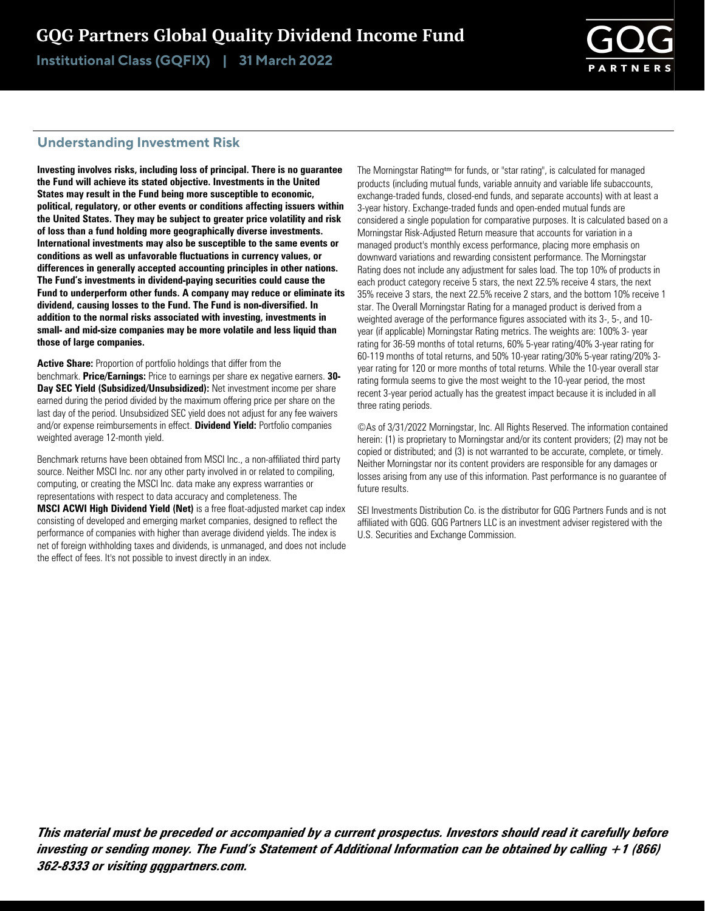# GQG Partners Global Quality Dividend Income Fund

**Institutional Class (GQFIX) | 31 March 2022**

## Understanding Investment Risk

**Investing involves risks, including loss of principal. There is no guarantee the Fund will achieve its stated objective. Investments in the United States may result in the Fund being more susceptible to economic, political, regulatory, or other events or conditions affecting issuers within the United States. They may be subject to greater price volatility and risk of loss than a fund holding more geographically diverse investments. International investments may also be susceptible to the same events or conditions as well as unfavorable fluctuations in currency values, or differences in generally accepted accounting principles in other nations. The Fund's investments in dividend-paying securities could cause the Fund to underperform other funds. A company may reduce or eliminate its dividend, causing losses to the Fund. The Fund is non-diversified. In addition to the normal risks associated with investing, investments in small- and mid-size companies may be more volatile and less liquid than those of large companies.**

**Active Share:** Proportion of portfolio holdings that differ from the benchmark. **Price/Earnings:** Price to earnings per share ex negative earners. **30-Day SEC Yield (Subsidized/Unsubsidized):** Net investment income per share earned during the period divided by the maximum offering price per share on the last day of the period. Unsubsidized SEC yield does not adjust for any fee waivers and/or expense reimbursements in effect. **Dividend Yield:** Portfolio companies weighted average 12-month yield.

Benchmark returns have been obtained from MSCI Inc., a non-affiliated third party source. Neither MSCI Inc. nor any other party involved in or related to compiling, computing, or creating the MSCI Inc. data make any express warranties or representations with respect to data accuracy and completeness. The **MSCI ACWI High Dividend Yield (Net)** is a free float-adjusted market cap index consisting of developed and emerging market companies, designed to reflect the performance of companies with higher than average dividend yields. The index is net of foreign withholding taxes and dividends, is unmanaged, and does not include the effect of fees. It's not possible to invest directly in an index.

The Morningstar Rating™ for funds, or "star rating", is calculated for managed products (including mutual funds, variable annuity and variable life subaccounts, exchange-traded funds, closed-end funds, and separate accounts) with at least a 3-year history. Exchange-traded funds and open-ended mutual funds are considered a single population for comparative purposes. It is calculated based on a Morningstar Risk-Adjusted Return measure that accounts for variation in a managed product's monthly excess performance, placing more emphasis on downward variations and rewarding consistent performance. The Morningstar Rating does not include any adjustment for sales load. The top 10% of products in each product category receive 5 stars, the next 22.5% receive 4 stars, the next 35% receive 3 stars, the next 22.5% receive 2 stars, and the bottom 10% receive 1 star. The Overall Morningstar Rating for a managed product is derived from a weighted average of the performance figures associated with its 3-, 5-, and 10-year (if applicable) Morningstar Rating metrics. The weights are: 100% 3- year rating for 36-59 months of total returns, 60% 5-year rating/40% 3-year rating for 60-119 months of total returns, and 50% 10-year rating/30% 5-year rating/20% 3-year rating for 120 or more months of total returns. While the 10-year overall star rating formula seems to give the most weight to the 10-year period, the most recent 3-year period actually has the greatest impact because it is included in all three rating periods.

©As of 3/31/2022 Morningstar, Inc. All Rights Reserved. The information contained herein: (1) is proprietary to Morningstar and/or its content providers; (2) may not be copied or distributed; and (3) is not warranted to be accurate, complete, or timely. Neither Morningstar nor its content providers are responsible for any damages or losses arising from any use of this information. Past performance is no guarantee of future results.

SEI Investments Distribution Co. is the distributor for GQG Partners Funds and is not affiliated with GQG. GQG Partners LLC is an investment adviser registered with the U.S. Securities and Exchange Commission.

***This material must be preceded or accompanied by a current prospectus. Investors should read it carefully before investing or sending money. The Fund's Statement of Additional Information can be obtained by calling +1 (866) 362-8333 or visiting gqgpartners.com.***